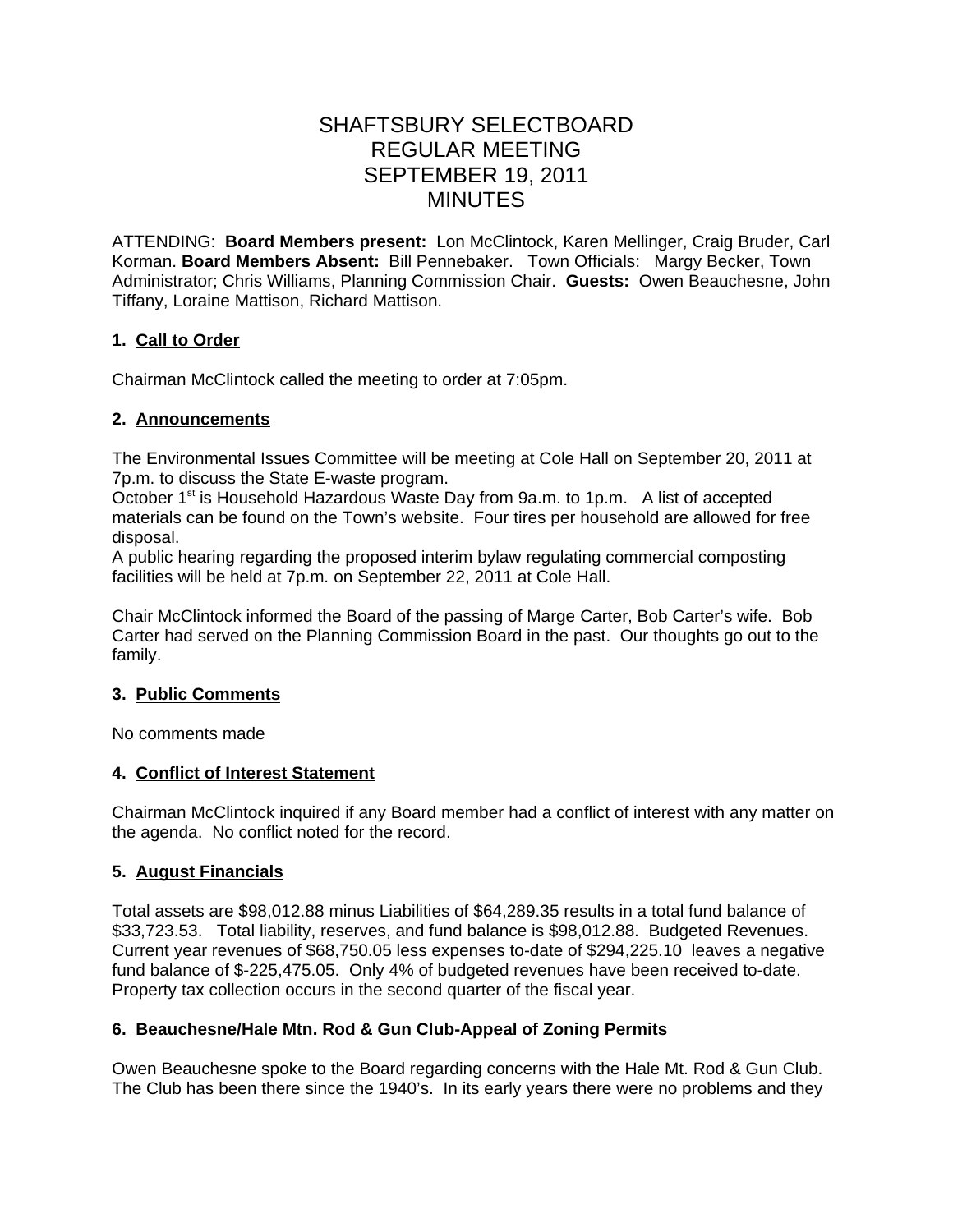# SHAFTSBURY SELECTBOARD
# REGULAR MEETING
# SEPTEMBER 19, 2011
# MINUTES

ATTENDING: **Board Members present:** Lon McClintock, Karen Mellinger, Craig Bruder, Carl Korman. **Board Members Absent:** Bill Pennebaker. Town Officials: Margy Becker, Town Administrator; Chris Williams, Planning Commission Chair. **Guests:** Owen Beauchesne, John Tiffany, Loraine Mattison, Richard Mattison.

**1. Call to Order**

Chairman McClintock called the meeting to order at 7:05pm.

**2. Announcements**

The Environmental Issues Committee will be meeting at Cole Hall on September 20, 2011 at 7p.m. to discuss the State E-waste program.
October 1st is Household Hazardous Waste Day from 9a.m. to 1p.m. A list of accepted materials can be found on the Town's website. Four tires per household are allowed for free disposal.
A public hearing regarding the proposed interim bylaw regulating commercial composting facilities will be held at 7p.m. on September 22, 2011 at Cole Hall.

Chair McClintock informed the Board of the passing of Marge Carter, Bob Carter's wife. Bob Carter had served on the Planning Commission Board in the past. Our thoughts go out to the family.

**3. Public Comments**

No comments made

**4. Conflict of Interest Statement**

Chairman McClintock inquired if any Board member had a conflict of interest with any matter on the agenda. No conflict noted for the record.

**5. August Financials**

Total assets are $98,012.88 minus Liabilities of $64,289.35 results in a total fund balance of $33,723.53. Total liability, reserves, and fund balance is $98,012.88. Budgeted Revenues. Current year revenues of $68,750.05 less expenses to-date of $294,225.10 leaves a negative fund balance of $-225,475.05. Only 4% of budgeted revenues have been received to-date. Property tax collection occurs in the second quarter of the fiscal year.

**6. Beauchesne/Hale Mtn. Rod & Gun Club-Appeal of Zoning Permits**

Owen Beauchesne spoke to the Board regarding concerns with the Hale Mt. Rod & Gun Club. The Club has been there since the 1940's. In its early years there were no problems and they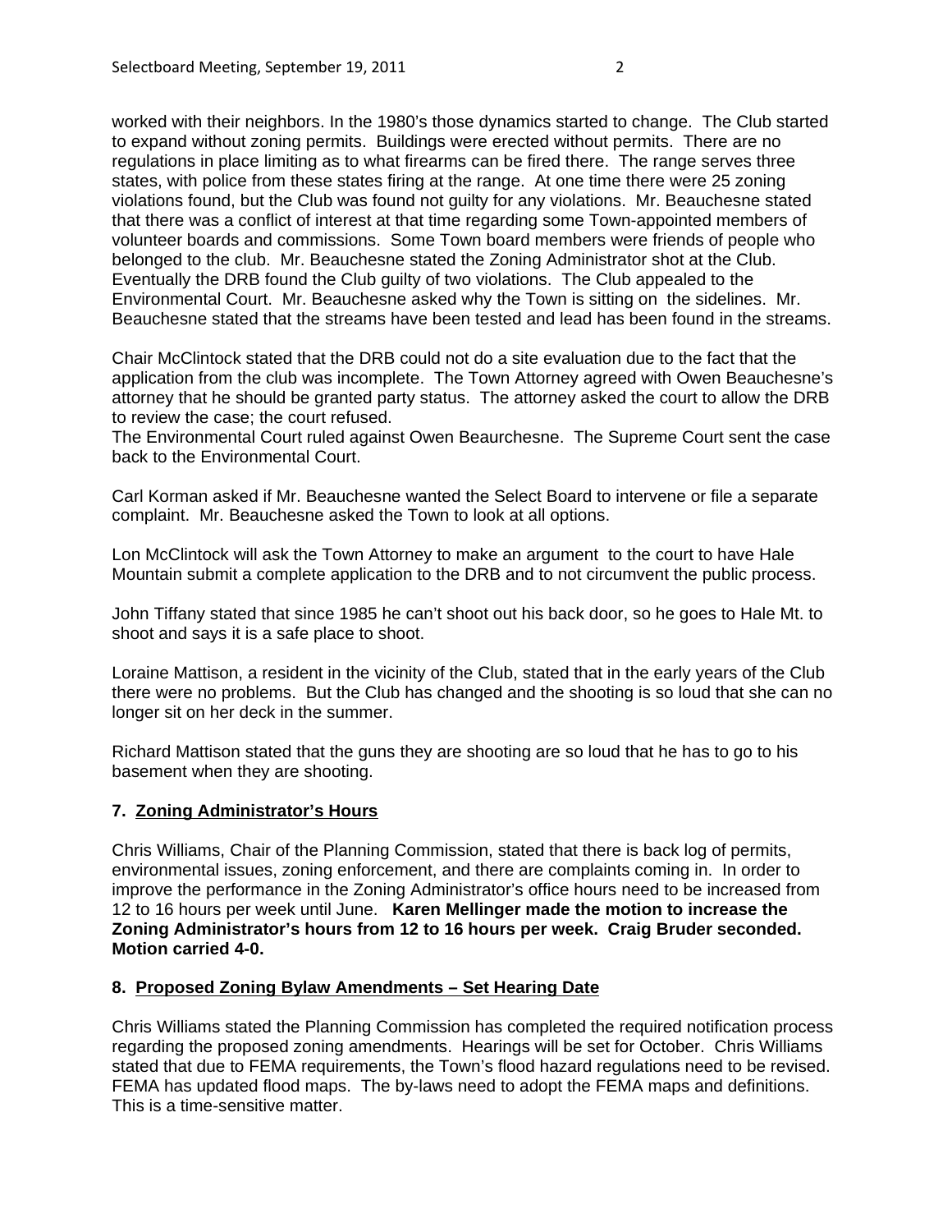worked with their neighbors. In the 1980's those dynamics started to change. The Club started to expand without zoning permits. Buildings were erected without permits. There are no regulations in place limiting as to what firearms can be fired there. The range serves three states, with police from these states firing at the range. At one time there were 25 zoning violations found, but the Club was found not guilty for any violations. Mr. Beauchesne stated that there was a conflict of interest at that time regarding some Town-appointed members of volunteer boards and commissions. Some Town board members were friends of people who belonged to the club. Mr. Beauchesne stated the Zoning Administrator shot at the Club. Eventually the DRB found the Club guilty of two violations. The Club appealed to the Environmental Court. Mr. Beauchesne asked why the Town is sitting on the sidelines. Mr. Beauchesne stated that the streams have been tested and lead has been found in the streams.

Chair McClintock stated that the DRB could not do a site evaluation due to the fact that the application from the club was incomplete. The Town Attorney agreed with Owen Beauchesne's attorney that he should be granted party status. The attorney asked the court to allow the DRB to review the case; the court refused.
The Environmental Court ruled against Owen Beaurchesne. The Supreme Court sent the case back to the Environmental Court.

Carl Korman asked if Mr. Beauchesne wanted the Select Board to intervene or file a separate complaint. Mr. Beauchesne asked the Town to look at all options.

Lon McClintock will ask the Town Attorney to make an argument to the court to have Hale Mountain submit a complete application to the DRB and to not circumvent the public process.

John Tiffany stated that since 1985 he can't shoot out his back door, so he goes to Hale Mt. to shoot and says it is a safe place to shoot.

Loraine Mattison, a resident in the vicinity of the Club, stated that in the early years of the Club there were no problems. But the Club has changed and the shooting is so loud that she can no longer sit on her deck in the summer.

Richard Mattison stated that the guns they are shooting are so loud that he has to go to his basement when they are shooting.

### 7. Zoning Administrator's Hours

Chris Williams, Chair of the Planning Commission, stated that there is back log of permits, environmental issues, zoning enforcement, and there are complaints coming in. In order to improve the performance in the Zoning Administrator's office hours need to be increased from 12 to 16 hours per week until June. **Karen Mellinger made the motion to increase the Zoning Administrator's hours from 12 to 16 hours per week. Craig Bruder seconded. Motion carried 4-0.**

### 8. Proposed Zoning Bylaw Amendments – Set Hearing Date

Chris Williams stated the Planning Commission has completed the required notification process regarding the proposed zoning amendments. Hearings will be set for October. Chris Williams stated that due to FEMA requirements, the Town's flood hazard regulations need to be revised. FEMA has updated flood maps. The by-laws need to adopt the FEMA maps and definitions. This is a time-sensitive matter.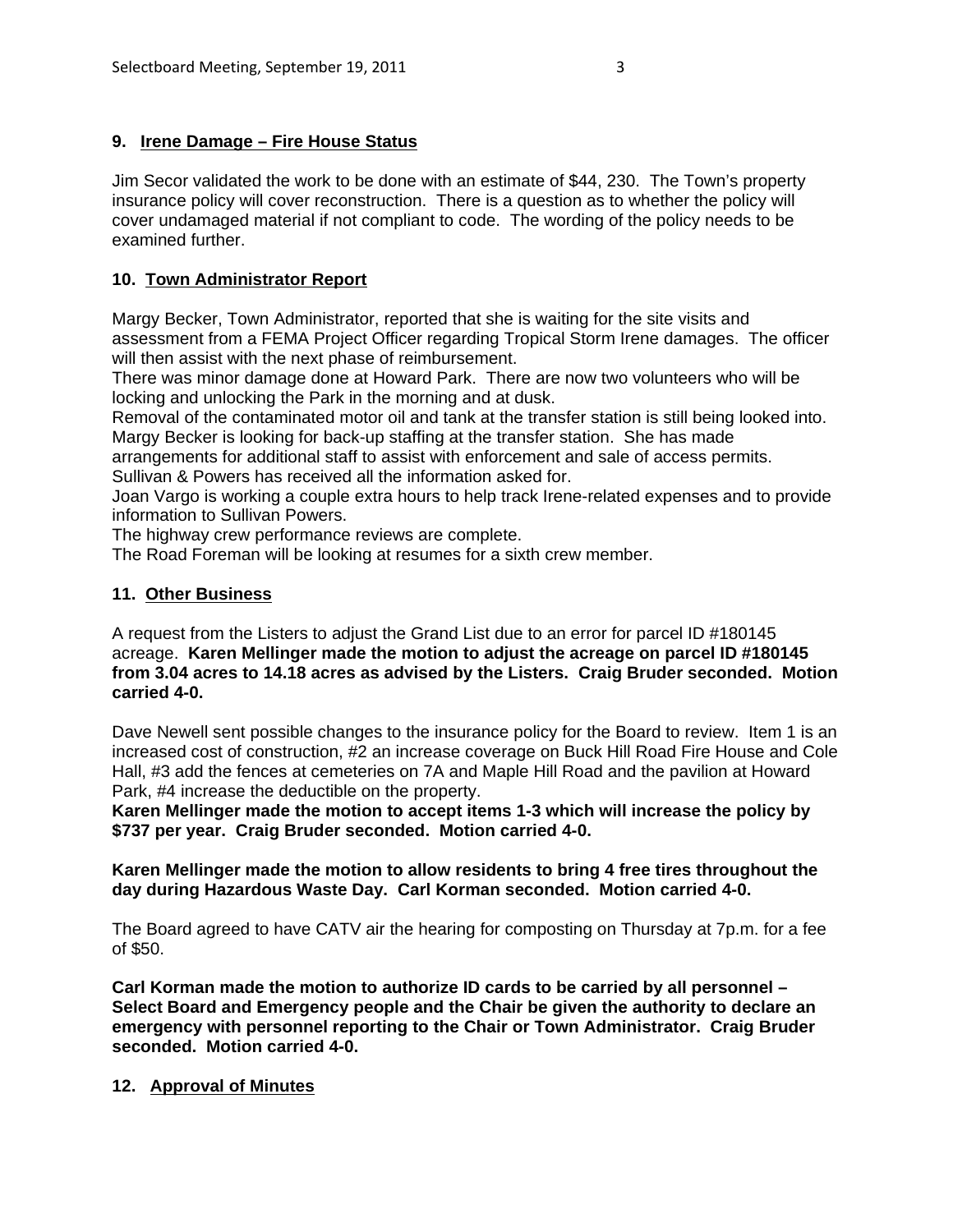**9. Irene Damage – Fire House Status**

Jim Secor validated the work to be done with an estimate of $44, 230. The Town's property insurance policy will cover reconstruction. There is a question as to whether the policy will cover undamaged material if not compliant to code. The wording of the policy needs to be examined further.

**10. Town Administrator Report**

Margy Becker, Town Administrator, reported that she is waiting for the site visits and assessment from a FEMA Project Officer regarding Tropical Storm Irene damages. The officer will then assist with the next phase of reimbursement.
There was minor damage done at Howard Park. There are now two volunteers who will be locking and unlocking the Park in the morning and at dusk.
Removal of the contaminated motor oil and tank at the transfer station is still being looked into.
Margy Becker is looking for back-up staffing at the transfer station. She has made arrangements for additional staff to assist with enforcement and sale of access permits.
Sullivan & Powers has received all the information asked for.
Joan Vargo is working a couple extra hours to help track Irene-related expenses and to provide information to Sullivan Powers.
The highway crew performance reviews are complete.
The Road Foreman will be looking at resumes for a sixth crew member.

**11. Other Business**

A request from the Listers to adjust the Grand List due to an error for parcel ID #180145 acreage. **Karen Mellinger made the motion to adjust the acreage on parcel ID #180145 from 3.04 acres to 14.18 acres as advised by the Listers. Craig Bruder seconded. Motion carried 4-0.**

Dave Newell sent possible changes to the insurance policy for the Board to review. Item 1 is an increased cost of construction, #2 an increase coverage on Buck Hill Road Fire House and Cole Hall, #3 add the fences at cemeteries on 7A and Maple Hill Road and the pavilion at Howard Park, #4 increase the deductible on the property.
**Karen Mellinger made the motion to accept items 1-3 which will increase the policy by $737 per year. Craig Bruder seconded. Motion carried 4-0.**

**Karen Mellinger made the motion to allow residents to bring 4 free tires throughout the day during Hazardous Waste Day. Carl Korman seconded. Motion carried 4-0.**

The Board agreed to have CATV air the hearing for composting on Thursday at 7p.m. for a fee of $50.

**Carl Korman made the motion to authorize ID cards to be carried by all personnel – Select Board and Emergency people and the Chair be given the authority to declare an emergency with personnel reporting to the Chair or Town Administrator. Craig Bruder seconded. Motion carried 4-0.**

**12. Approval of Minutes**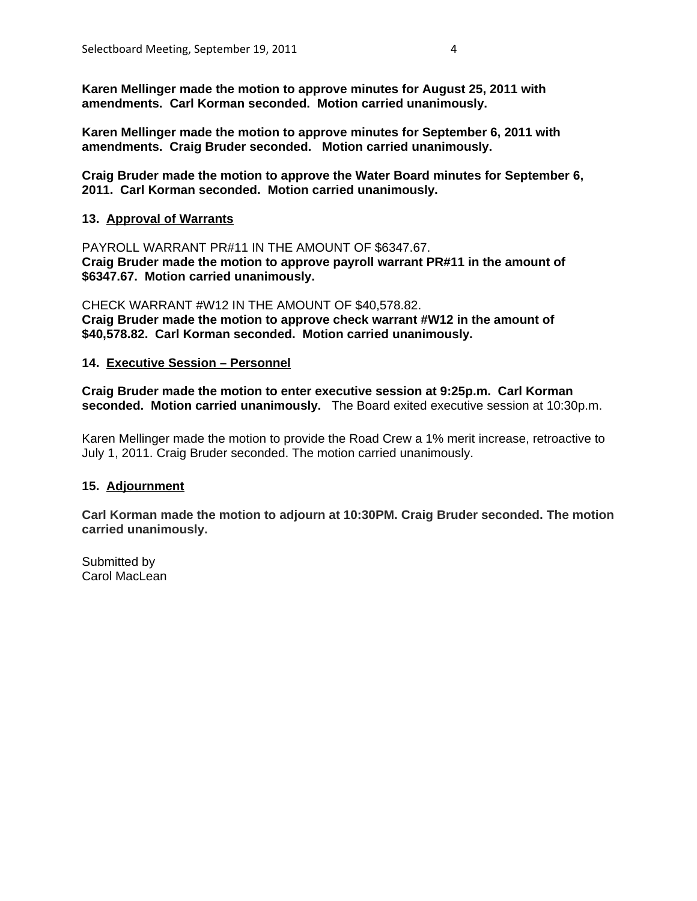**Karen Mellinger made the motion to approve minutes for August 25, 2011 with amendments. Carl Korman seconded. Motion carried unanimously.**

**Karen Mellinger made the motion to approve minutes for September 6, 2011 with amendments. Craig Bruder seconded. Motion carried unanimously.**

**Craig Bruder made the motion to approve the Water Board minutes for September 6, 2011. Carl Korman seconded. Motion carried unanimously.**

**13. <u>Approval of Warrants</u>**

PAYROLL WARRANT PR#11 IN THE AMOUNT OF $6347.67.
**Craig Bruder made the motion to approve payroll warrant PR#11 in the amount of $6347.67. Motion carried unanimously.**

CHECK WARRANT #W12 IN THE AMOUNT OF $40,578.82.
**Craig Bruder made the motion to approve check warrant #W12 in the amount of $40,578.82. Carl Korman seconded. Motion carried unanimously.**

**14. <u>Executive Session – Personnel</u>**

**Craig Bruder made the motion to enter executive session at 9:25p.m. Carl Korman seconded. Motion carried unanimously.** The Board exited executive session at 10:30p.m.

Karen Mellinger made the motion to provide the Road Crew a 1% merit increase, retroactive to July 1, 2011. Craig Bruder seconded. The motion carried unanimously.

**15. <u>Adjournment</u>**

**Carl Korman made the motion to adjourn at 10:30PM. Craig Bruder seconded. The motion carried unanimously.**

Submitted by
Carol MacLean